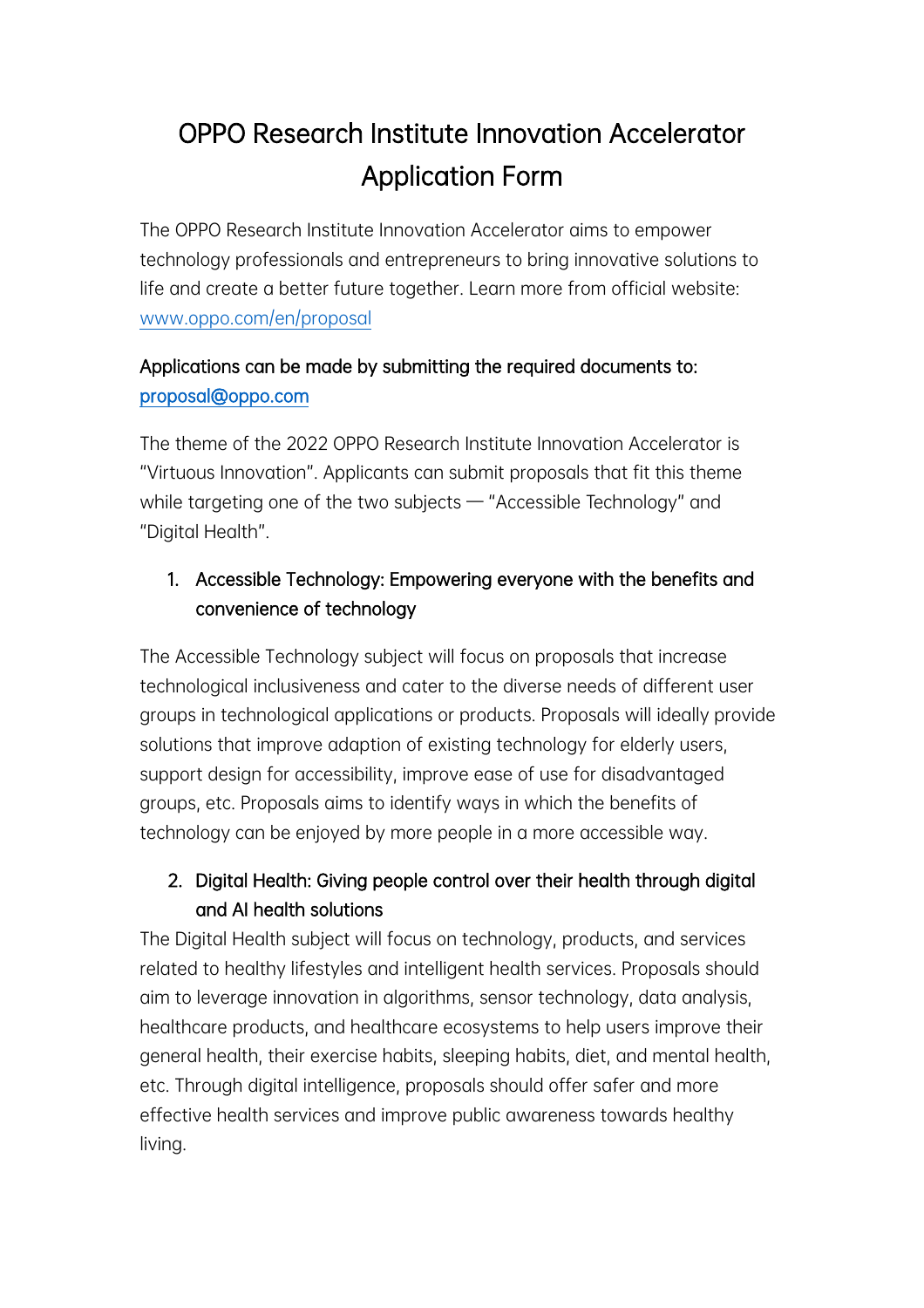# OPPO Research Institute Innovation Accelerator Application Form

The OPPO Research Institute Innovation Accelerator aims to empower technology professionals and entrepreneurs to bring innovative solutions to life and create a better future together. Learn more from official website: [www.oppo.com/en/proposal](www.oppo.com/en/proposal)

Applications can be made by submitting the required documents to: [proposal@oppo.com](mailto:proposal@oppo.com)

The theme of the 2022 OPPO Research Institute Innovation Accelerator is "Virtuous Innovation". Applicants can submit proposals that fit this theme while targeting one of the two subjects — "Accessible Technology" and "Digital Health".

1. Accessible Technology: Empowering everyone with the benefits and convenience of technology

The Accessible Technology subject will focus on proposals that increase technological inclusiveness and cater to the diverse needs of different user groups in technological applications or products. Proposals will ideally provide solutions that improve adaption of existing technology for elderly users, support design for accessibility, improve ease of use for disadvantaged groups, etc. Proposals aims to identify ways in which the benefits of technology can be enjoyed by more people in a more accessible way.

2. Digital Health: Giving people control over their health through digital and AI health solutions

The Digital Health subject will focus on technology, products, and services related to healthy lifestyles and intelligent health services. Proposals should aim to leverage innovation in algorithms, sensor technology, data analysis, healthcare products, and healthcare ecosystems to help users improve their general health, their exercise habits, sleeping habits, diet, and mental health, etc. Through digital intelligence, proposals should offer safer and more effective health services and improve public awareness towards healthy living.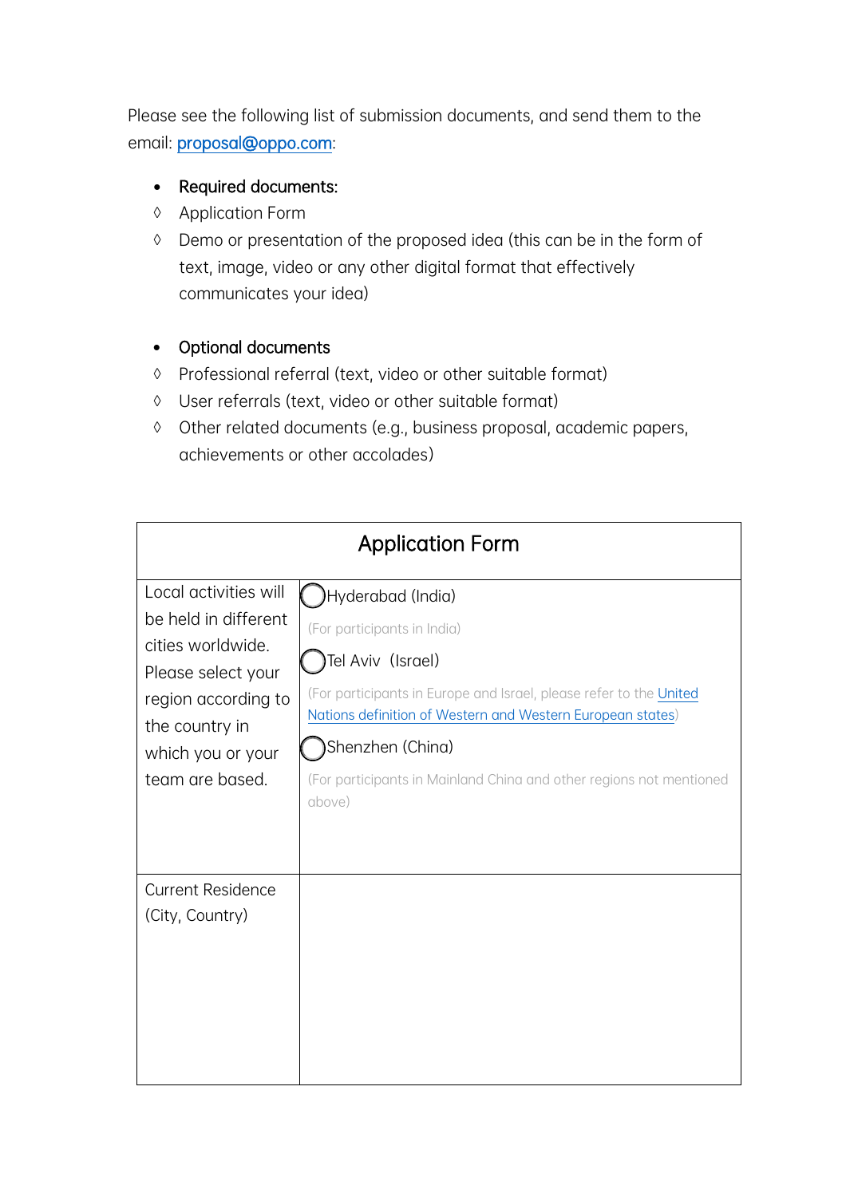Please see the following list of submission documents, and send them to the email: [proposal@oppo.com](mailto:proposal@oppo.com):

- Required documents:
  - ◊ Application Form
  - ◊ Demo or presentation of the proposed idea (this can be in the form of text, image, video or any other digital format that effectively communicates your idea)

- Optional documents
  - ◊ Professional referral (text, video or other suitable format)
  - ◊ User referrals (text, video or other suitable format)
  - ◊ Other related documents (e.g., business proposal, academic papers, achievements or other accolades)

| Application Form | |
|---|---|
| Local activities will be held in different cities worldwide. Please select your region according to the country in which you or your team are based. | ◯ Hyderabad (India)<br>(For participants in India)<br>◯ Tel Aviv (Israel)<br>(For participants in Europe and Israel, please refer to the United Nations definition of Western and Western European states)<br>◯ Shenzhen (China)<br>(For participants in Mainland China and other regions not mentioned above) |
| Current Residence (City, Country) | |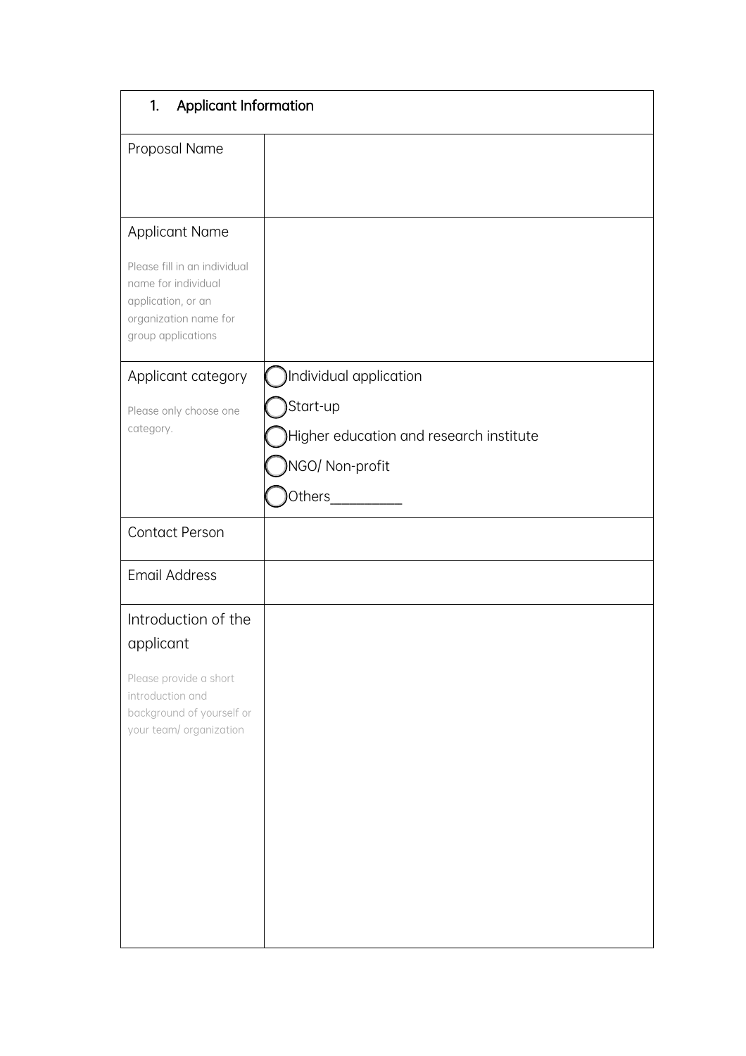| 1. **Applicant Information** | |
|---|---|
| Proposal Name | |
| Applicant Name<br><br>Please fill in an individual name for individual application, or an organization name for group applications | |
| Applicant category<br><br>Please only choose one category. | ◯ Individual application<br>◯ Start-up<br>◯ Higher education and research institute<br>◯ NGO/ Non-profit<br>◯ Others__________ |
| Contact Person | |
| Email Address | |
| Introduction of the applicant<br><br>Please provide a short introduction and background of yourself or your team/ organization | |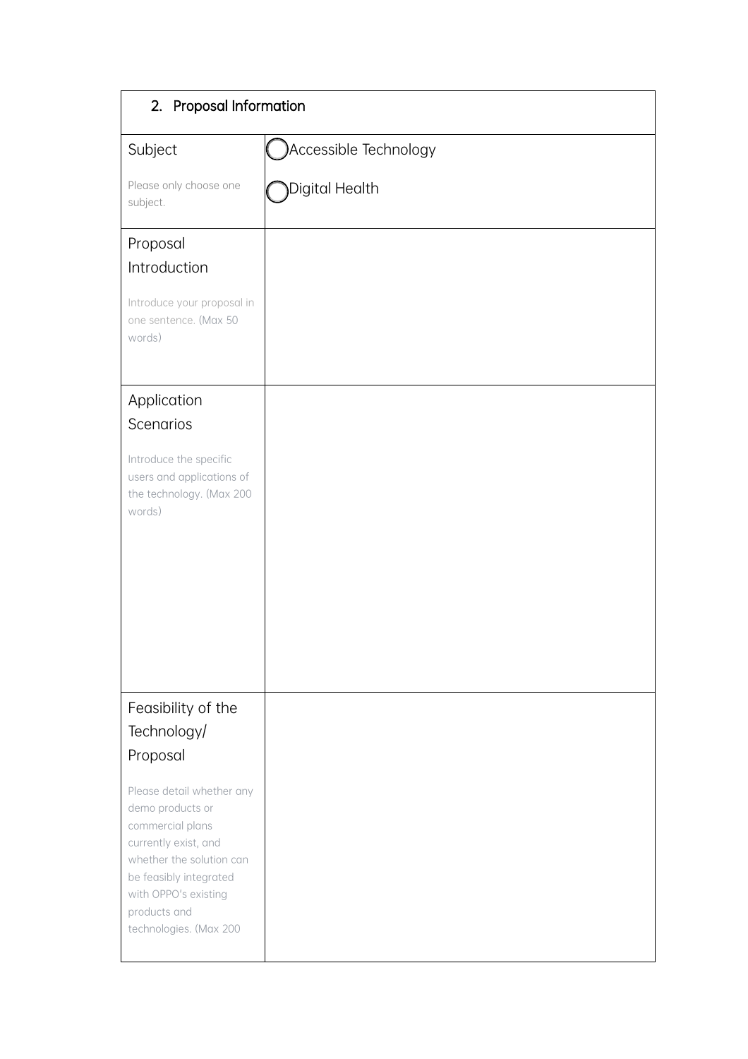## 2. Proposal Information

| Field | Response |
| --- | --- |
| Subject<br><br>Please only choose one subject. | ◯ Accessible Technology<br><br>◯ Digital Health |
| Proposal Introduction<br><br>Introduce your proposal in one sentence. (Max 50 words) | |
| Application Scenarios<br><br>Introduce the specific users and applications of the technology. (Max 200 words) | |
| Feasibility of the Technology/ Proposal<br><br>Please detail whether any demo products or commercial plans currently exist, and whether the solution can be feasibly integrated with OPPO's existing products and technologies. (Max 200 | |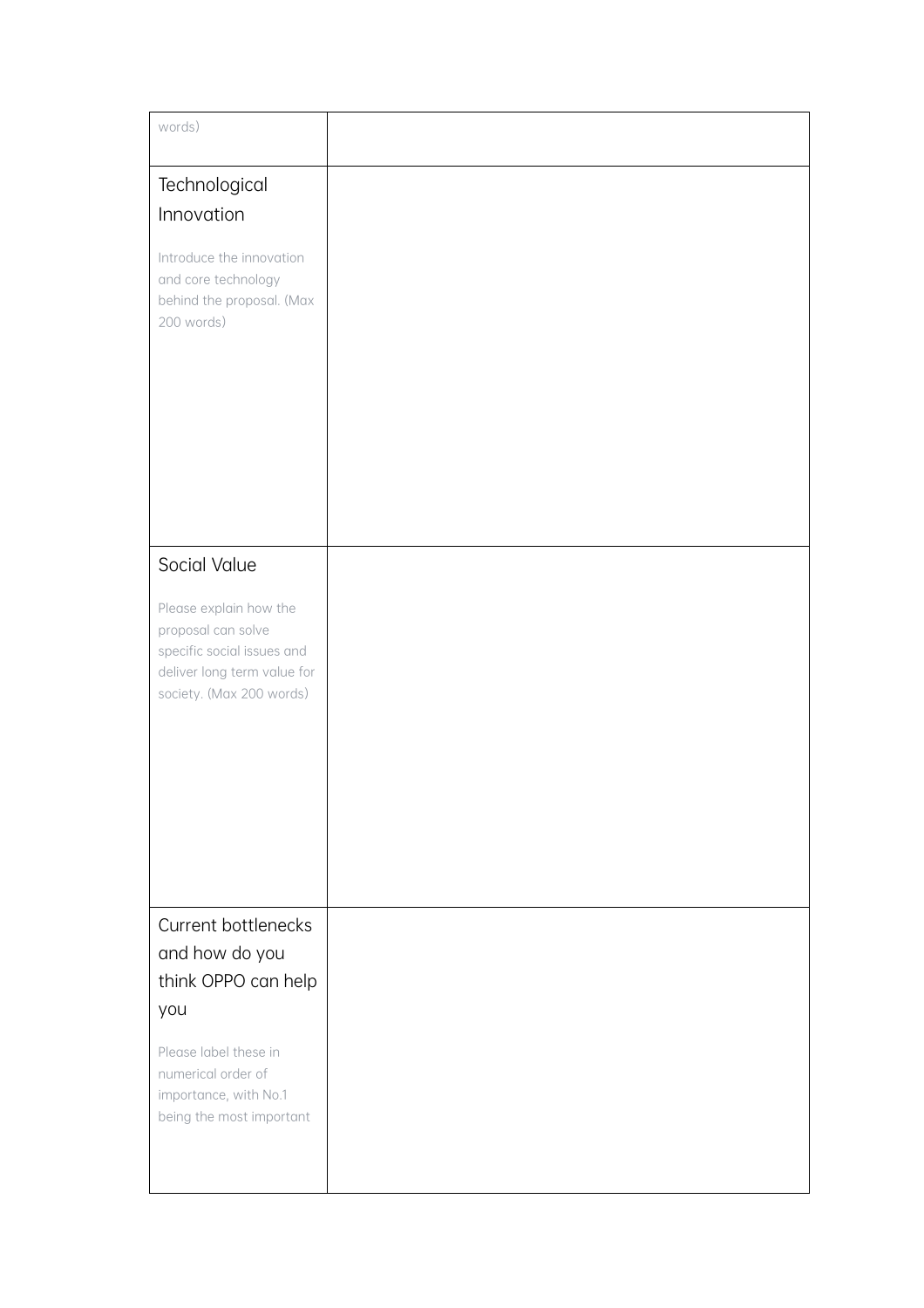| | |
|---|---|
| words) | |
| Technological Innovation<br><br>Introduce the innovation and core technology behind the proposal. (Max 200 words) | |
| Social Value<br><br>Please explain how the proposal can solve specific social issues and deliver long term value for society. (Max 200 words) | |
| Current bottlenecks and how do you think OPPO can help you<br><br>Please label these in numerical order of importance, with No.1 being the most important | |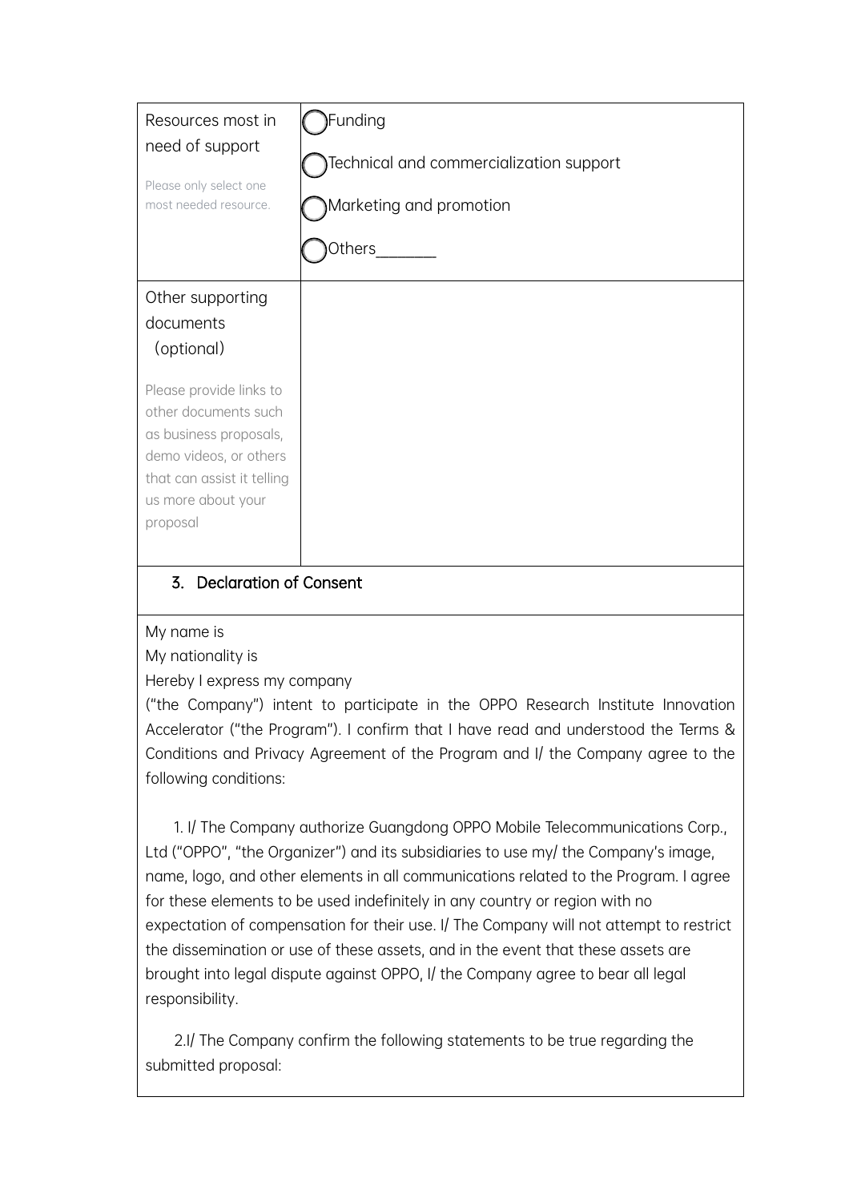| | |
|---|---|
| Resources most in need of support<br><br>Please only select one most needed resource. | ◯ Funding<br><br>◯ Technical and commercialization support<br><br>◯ Marketing and promotion<br><br>◯ Others_______ |
| Other supporting documents (optional)<br><br>Please provide links to other documents such as business proposals, demo videos, or others that can assist it telling us more about your proposal | |

## 3. Declaration of Consent

My name is

My nationality is

Hereby I express my company

("the Company") intent to participate in the OPPO Research Institute Innovation Accelerator ("the Program"). I confirm that I have read and understood the Terms & Conditions and Privacy Agreement of the Program and I/ the Company agree to the following conditions:

1. I/ The Company authorize Guangdong OPPO Mobile Telecommunications Corp., Ltd ("OPPO", "the Organizer") and its subsidiaries to use my/ the Company's image, name, logo, and other elements in all communications related to the Program. I agree for these elements to be used indefinitely in any country or region with no expectation of compensation for their use. I/ The Company will not attempt to restrict the dissemination or use of these assets, and in the event that these assets are brought into legal dispute against OPPO, I/ the Company agree to bear all legal responsibility.

2.I/ The Company confirm the following statements to be true regarding the submitted proposal: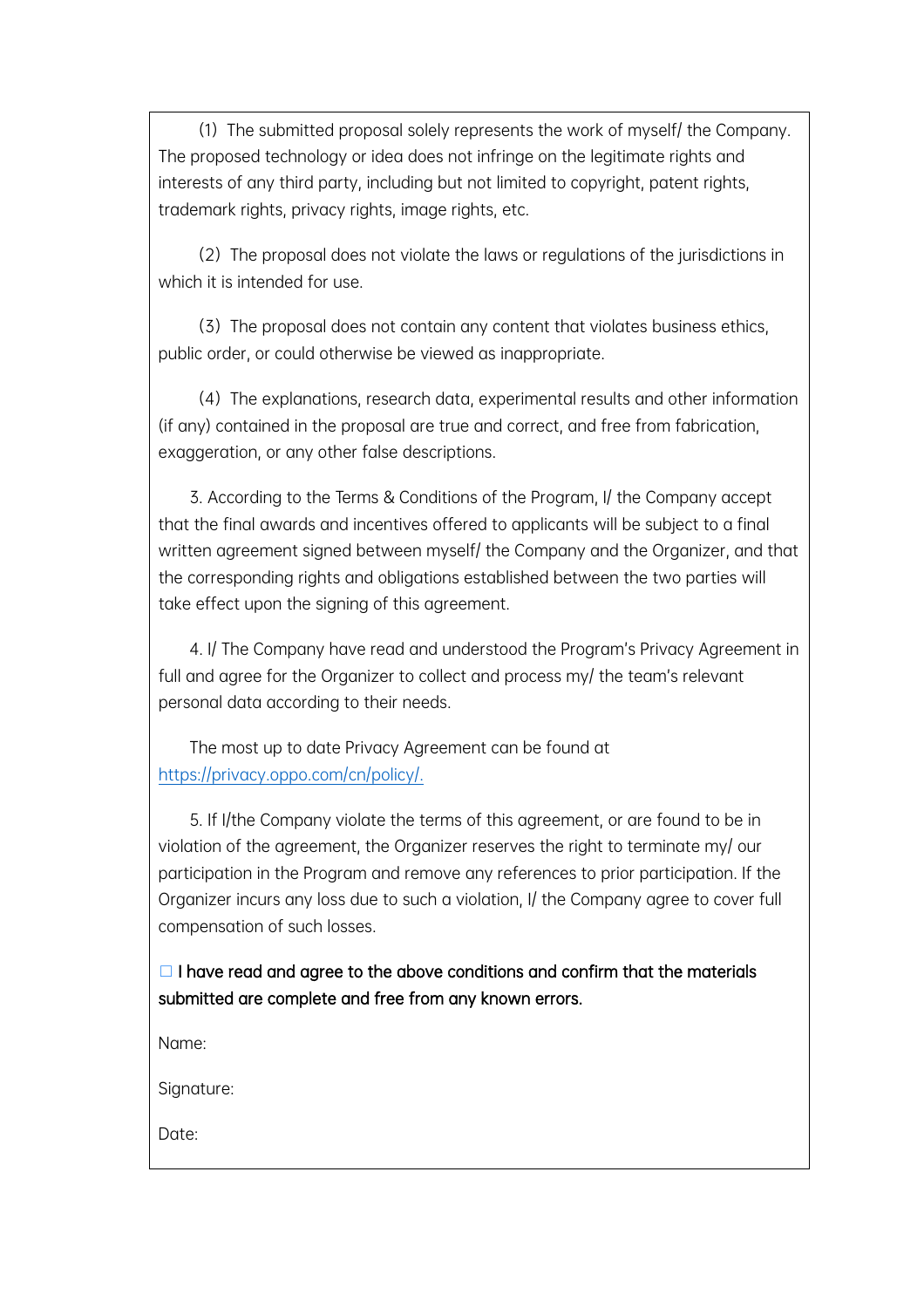(1) The submitted proposal solely represents the work of myself/ the Company. The proposed technology or idea does not infringe on the legitimate rights and interests of any third party, including but not limited to copyright, patent rights, trademark rights, privacy rights, image rights, etc.

(2) The proposal does not violate the laws or regulations of the jurisdictions in which it is intended for use.

(3) The proposal does not contain any content that violates business ethics, public order, or could otherwise be viewed as inappropriate.

(4) The explanations, research data, experimental results and other information (if any) contained in the proposal are true and correct, and free from fabrication, exaggeration, or any other false descriptions.

3. According to the Terms & Conditions of the Program, I/ the Company accept that the final awards and incentives offered to applicants will be subject to a final written agreement signed between myself/ the Company and the Organizer, and that the corresponding rights and obligations established between the two parties will take effect upon the signing of this agreement.

4. I/ The Company have read and understood the Program's Privacy Agreement in full and agree for the Organizer to collect and process my/ the team's relevant personal data according to their needs.

The most up to date Privacy Agreement can be found at https://privacy.oppo.com/cn/policy/.

5. If I/the Company violate the terms of this agreement, or are found to be in violation of the agreement, the Organizer reserves the right to terminate my/ our participation in the Program and remove any references to prior participation. If the Organizer incurs any loss due to such a violation, I/ the Company agree to cover full compensation of such losses.

☐ **I have read and agree to the above conditions and confirm that the materials submitted are complete and free from any known errors.**

Name:

Signature:

Date: